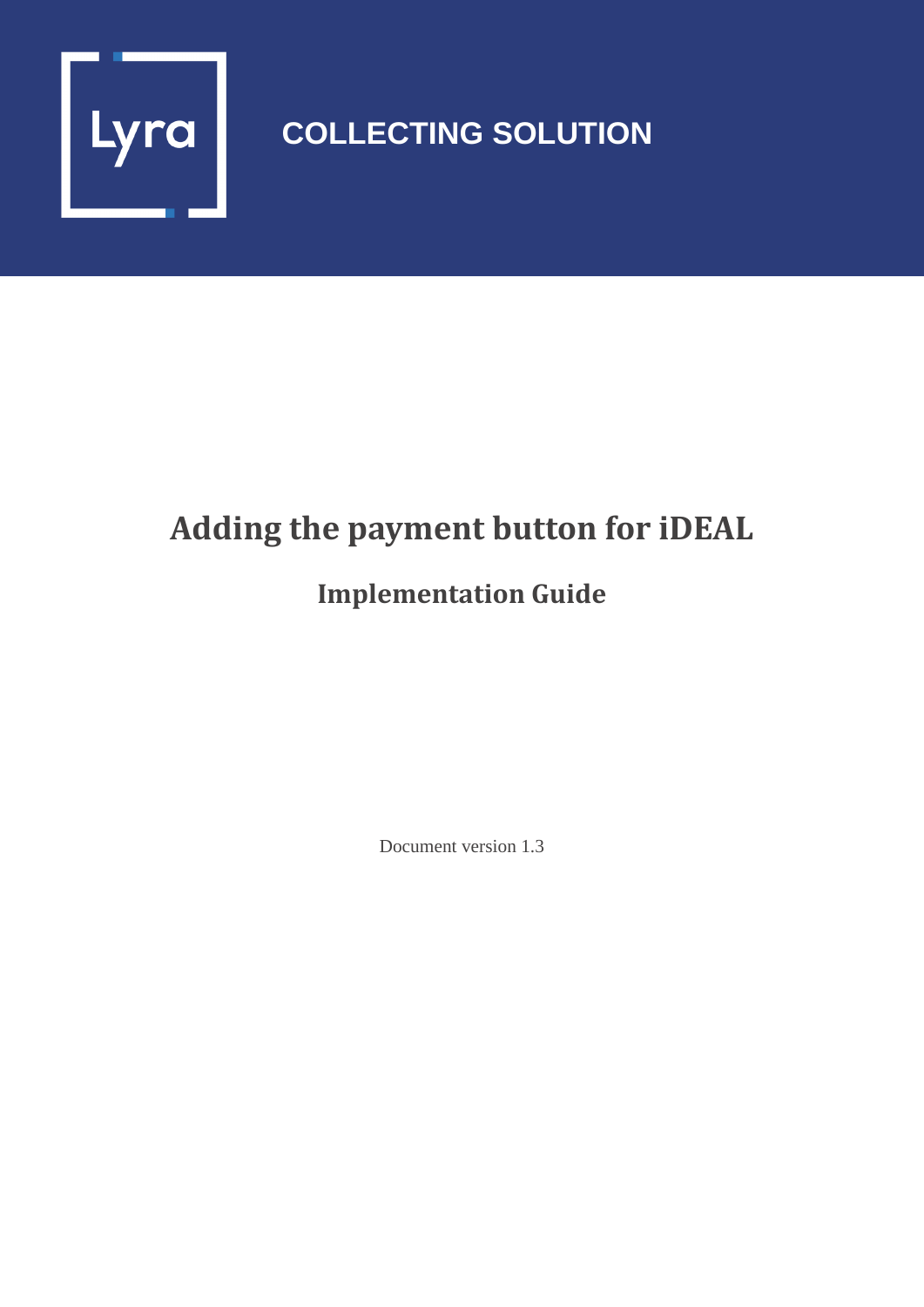Lyra

COLLECTING SOLUTION

# Adding the payment button for iDEAL

## Implementation Guide

Document version 1.3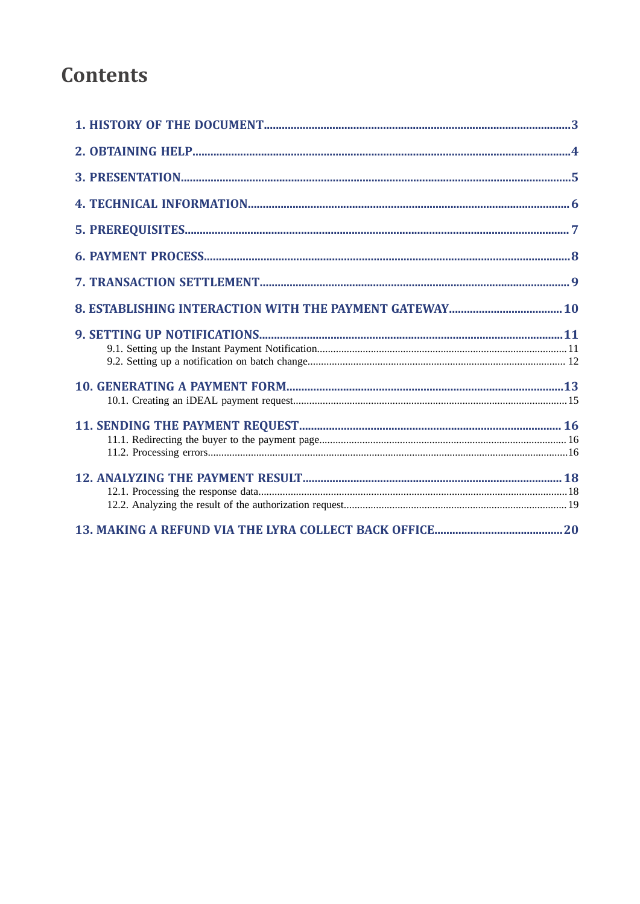# Contents

1. HISTORY OF THE DOCUMENT.....3

2. OBTAINING HELP.....4

3. PRESENTATION.....5

4. TECHNICAL INFORMATION.....6

5. PREREQUISITES.....7

6. PAYMENT PROCESS.....8

7. TRANSACTION SETTLEMENT.....9

8. ESTABLISHING INTERACTION WITH THE PAYMENT GATEWAY.....10

9. SETTING UP NOTIFICATIONS.....11
   - 9.1. Setting up the Instant Payment Notification.....11
   - 9.2. Setting up a notification on batch change.....12

10. GENERATING A PAYMENT FORM.....13
   - 10.1. Creating an iDEAL payment request.....15

11. SENDING THE PAYMENT REQUEST.....16
   - 11.1. Redirecting the buyer to the payment page.....16
   - 11.2. Processing errors.....16

12. ANALYZING THE PAYMENT RESULT.....18
   - 12.1. Processing the response data.....18
   - 12.2. Analyzing the result of the authorization request.....19

13. MAKING A REFUND VIA THE LYRA COLLECT BACK OFFICE.....20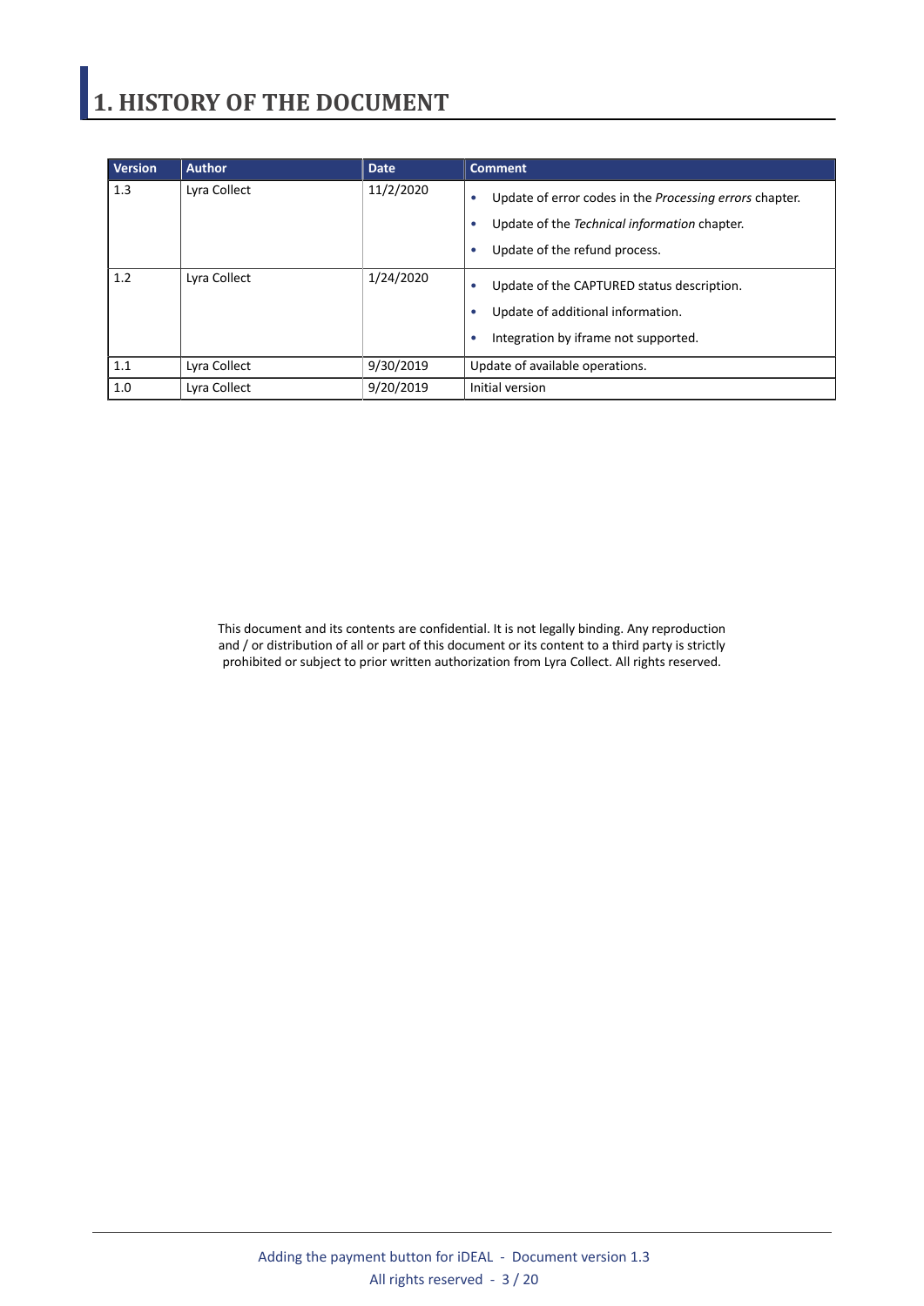# 1. HISTORY OF THE DOCUMENT

| Version | Author | Date | Comment |
| --- | --- | --- | --- |
| 1.3 | Lyra Collect | 11/2/2020 | • Update of error codes in the *Processing errors* chapter.<br>• Update of the *Technical information* chapter.<br>• Update of the refund process. |
| 1.2 | Lyra Collect | 1/24/2020 | • Update of the CAPTURED status description.<br>• Update of additional information.<br>• Integration by iframe not supported. |
| 1.1 | Lyra Collect | 9/30/2019 | Update of available operations. |
| 1.0 | Lyra Collect | 9/20/2019 | Initial version |

This document and its contents are confidential. It is not legally binding. Any reproduction and / or distribution of all or part of this document or its content to a third party is strictly prohibited or subject to prior written authorization from Lyra Collect. All rights reserved.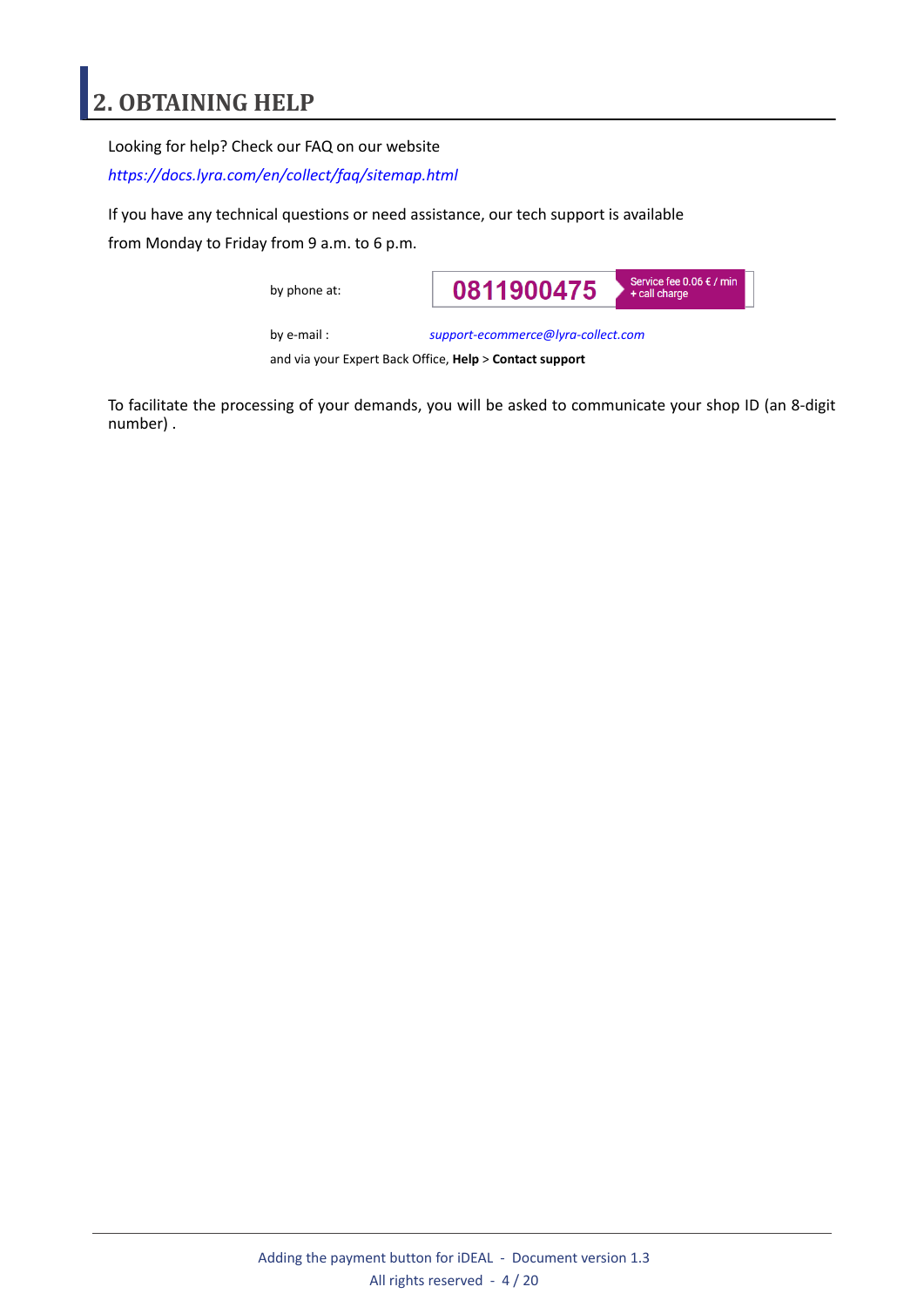# 2. OBTAINING HELP

Looking for help? Check our FAQ on our website

*https://docs.lyra.com/en/collect/faq/sitemap.html*

If you have any technical questions or need assistance, our tech support is available from Monday to Friday from 9 a.m. to 6 p.m.

| | |
|---|---|
| by phone at: | **0811900475** Service fee 0.06 € / min + call charge |
| by e-mail : | *support-ecommerce@lyra-collect.com* |

and via your Expert Back Office, **Help** > **Contact support**

To facilitate the processing of your demands, you will be asked to communicate your shop ID (an 8-digit number) .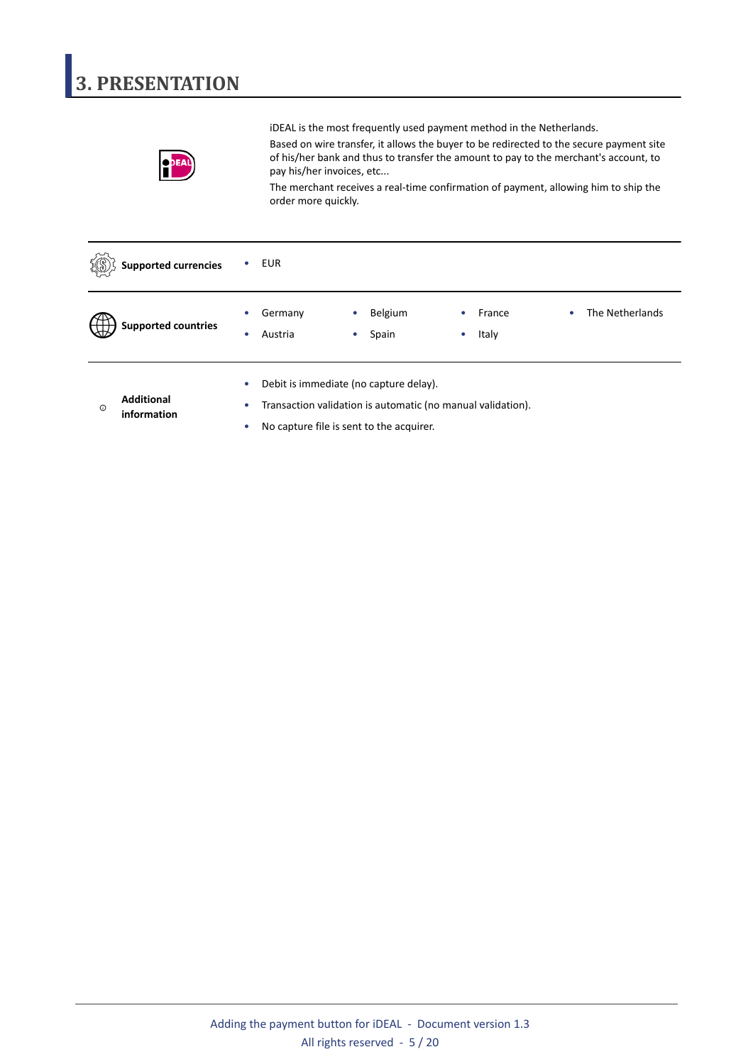# 3. PRESENTATION

iDEAL is the most frequently used payment method in the Netherlands.

Based on wire transfer, it allows the buyer to be redirected to the secure payment site of his/her bank and thus to transfer the amount to pay to the merchant's account, to pay his/her invoices, etc...

The merchant receives a real-time confirmation of payment, allowing him to ship the order more quickly.

| | |
|---|---|
| **Supported currencies** | • EUR |
| **Supported countries** | • Germany<br>• Austria<br>• Belgium<br>• Spain<br>• France<br>• Italy<br>• The Netherlands |
| **Additional information** | • Debit is immediate (no capture delay).<br>• Transaction validation is automatic (no manual validation).<br>• No capture file is sent to the acquirer. |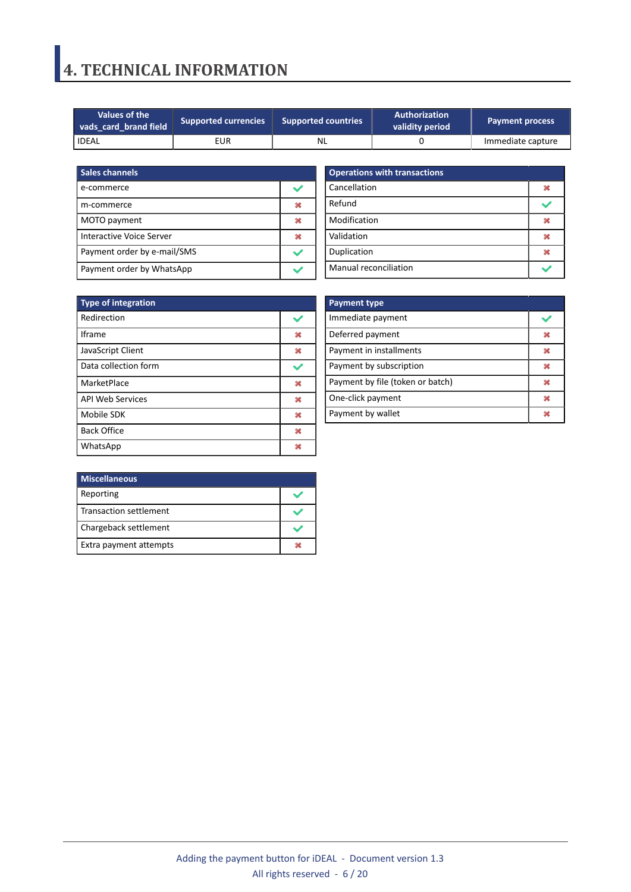# 4. TECHNICAL INFORMATION

| Values of the vads_card_brand field | Supported currencies | Supported countries | Authorization validity period | Payment process |
|---|---|---|---|---|
| IDEAL | EUR | NL | 0 | Immediate capture |

| Sales channels | |
|---|---|
| e-commerce | ✔ |
| m-commerce | ✖ |
| MOTO payment | ✖ |
| Interactive Voice Server | ✖ |
| Payment order by e-mail/SMS | ✔ |
| Payment order by WhatsApp | ✔ |

| Operations with transactions | |
|---|---|
| Cancellation | ✖ |
| Refund | ✔ |
| Modification | ✖ |
| Validation | ✖ |
| Duplication | ✖ |
| Manual reconciliation | ✔ |

| Type of integration | |
|---|---|
| Redirection | ✔ |
| Iframe | ✖ |
| JavaScript Client | ✖ |
| Data collection form | ✔ |
| MarketPlace | ✖ |
| API Web Services | ✖ |
| Mobile SDK | ✖ |
| Back Office | ✖ |
| WhatsApp | ✖ |

| Payment type | |
|---|---|
| Immediate payment | ✔ |
| Deferred payment | ✖ |
| Payment in installments | ✖ |
| Payment by subscription | ✖ |
| Payment by file (token or batch) | ✖ |
| One-click payment | ✖ |
| Payment by wallet | ✖ |

| Miscellaneous | |
|---|---|
| Reporting | ✔ |
| Transaction settlement | ✔ |
| Chargeback settlement | ✔ |
| Extra payment attempts | ✖ |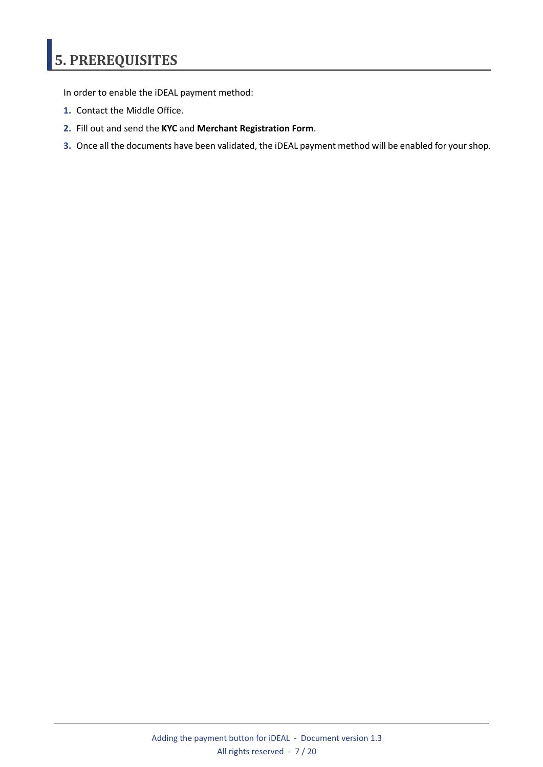# 5. PREREQUISITES

In order to enable the iDEAL payment method:

1. Contact the Middle Office.
2. Fill out and send the **KYC** and **Merchant Registration Form**.
3. Once all the documents have been validated, the iDEAL payment method will be enabled for your shop.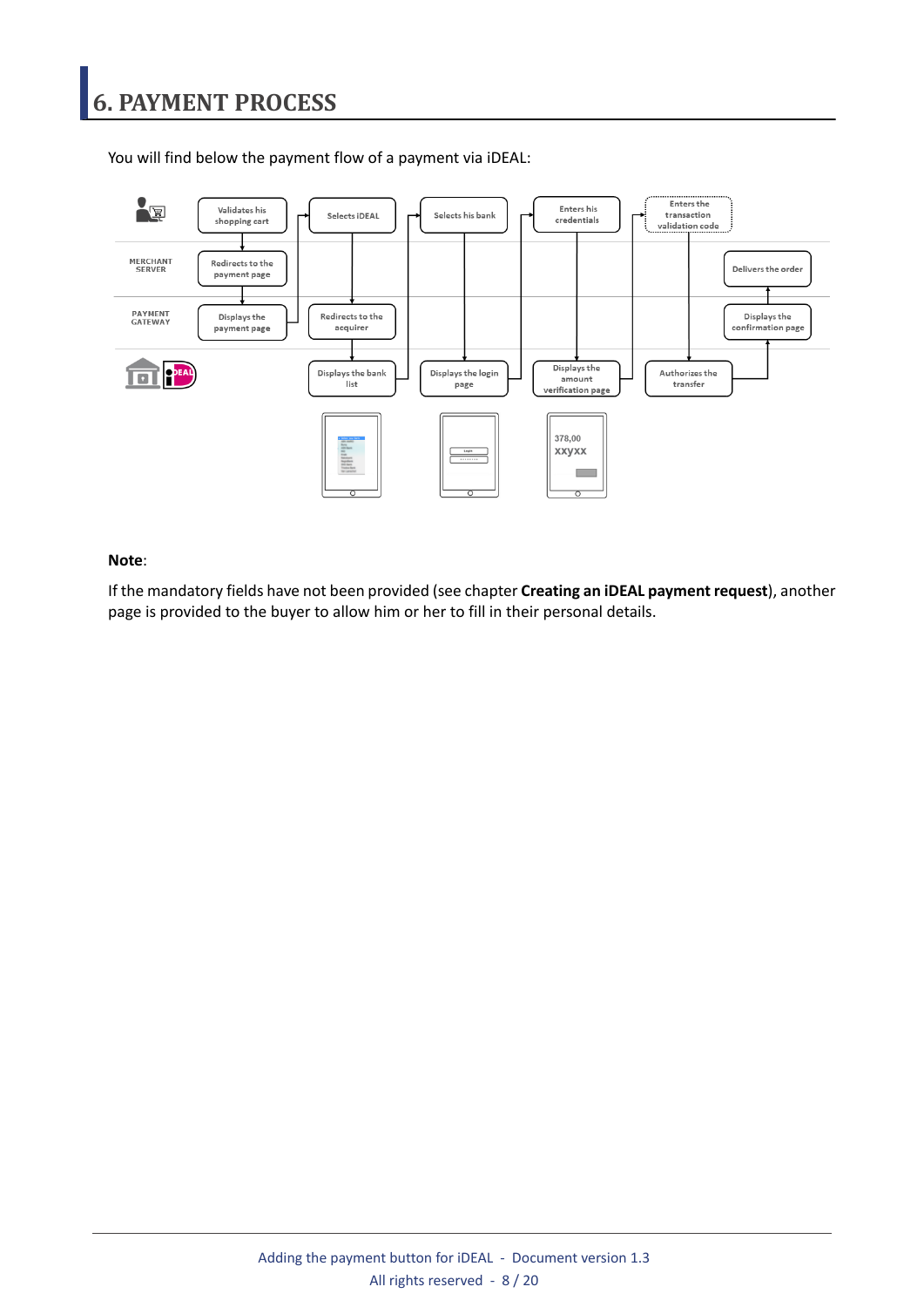# 6. PAYMENT PROCESS

You will find below the payment flow of a payment via iDEAL:

**Note**:

If the mandatory fields have not been provided (see chapter **Creating an iDEAL payment request**), another page is provided to the buyer to allow him or her to fill in their personal details.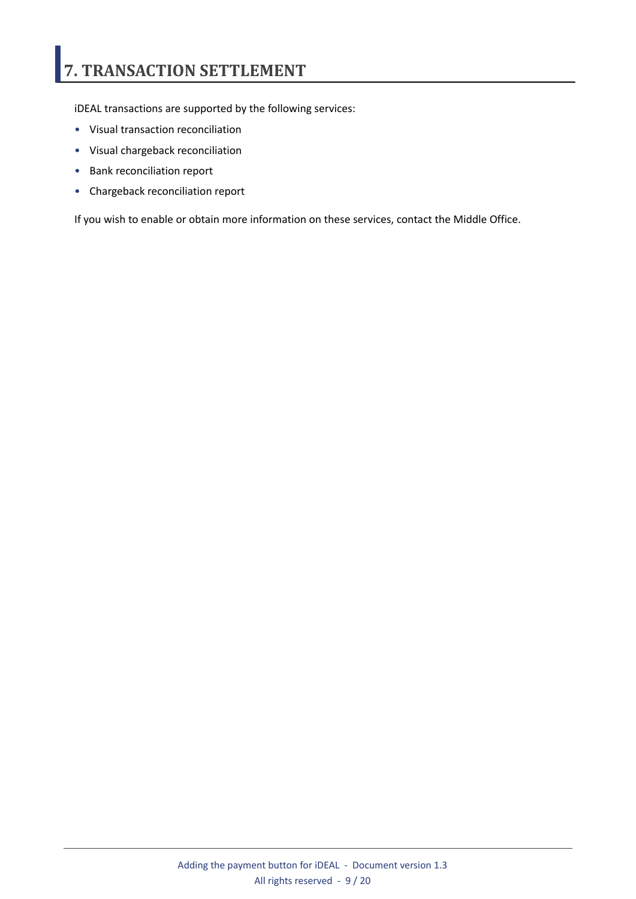# 7. TRANSACTION SETTLEMENT

iDEAL transactions are supported by the following services:

- Visual transaction reconciliation
- Visual chargeback reconciliation
- Bank reconciliation report
- Chargeback reconciliation report

If you wish to enable or obtain more information on these services, contact the Middle Office.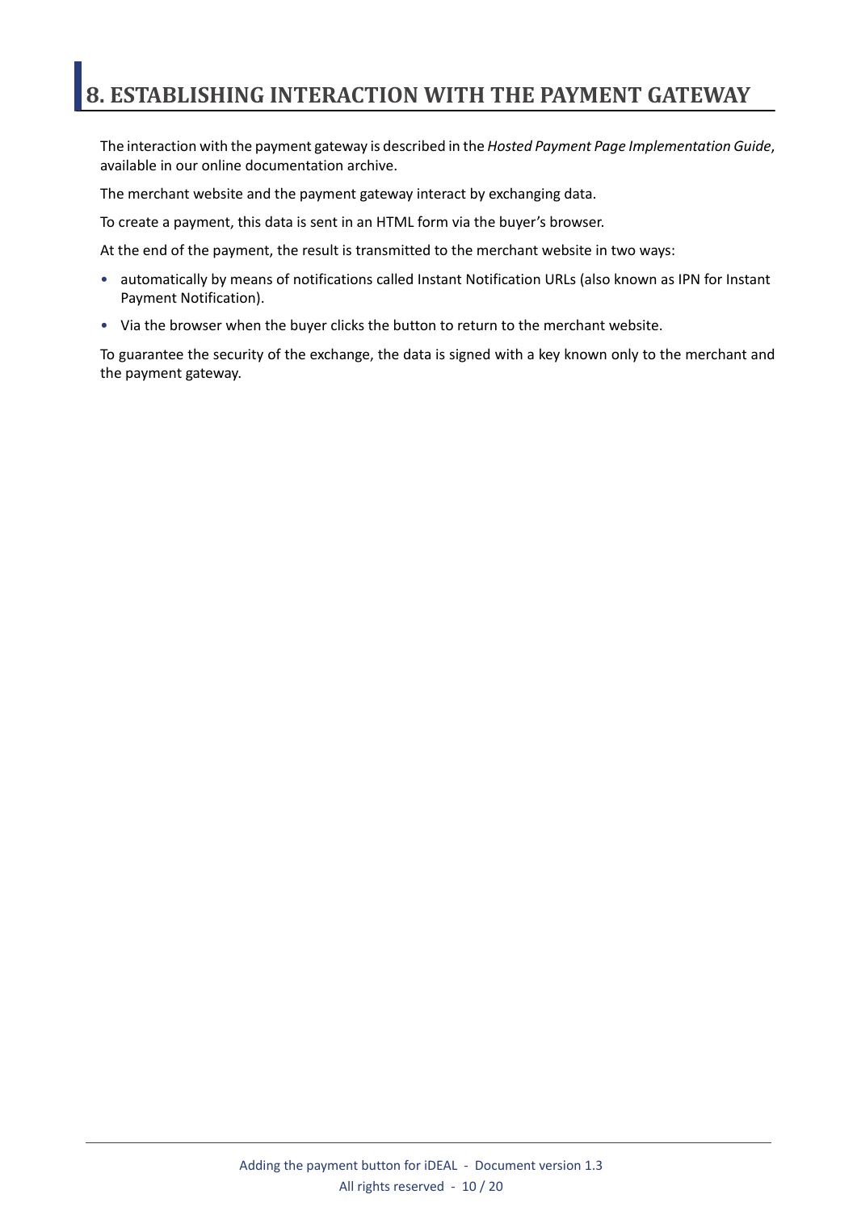# 8. ESTABLISHING INTERACTION WITH THE PAYMENT GATEWAY

The interaction with the payment gateway is described in the *Hosted Payment Page Implementation Guide*, available in our online documentation archive.

The merchant website and the payment gateway interact by exchanging data.

To create a payment, this data is sent in an HTML form via the buyer's browser.

At the end of the payment, the result is transmitted to the merchant website in two ways:

- automatically by means of notifications called Instant Notification URLs (also known as IPN for Instant Payment Notification).
- Via the browser when the buyer clicks the button to return to the merchant website.

To guarantee the security of the exchange, the data is signed with a key known only to the merchant and the payment gateway.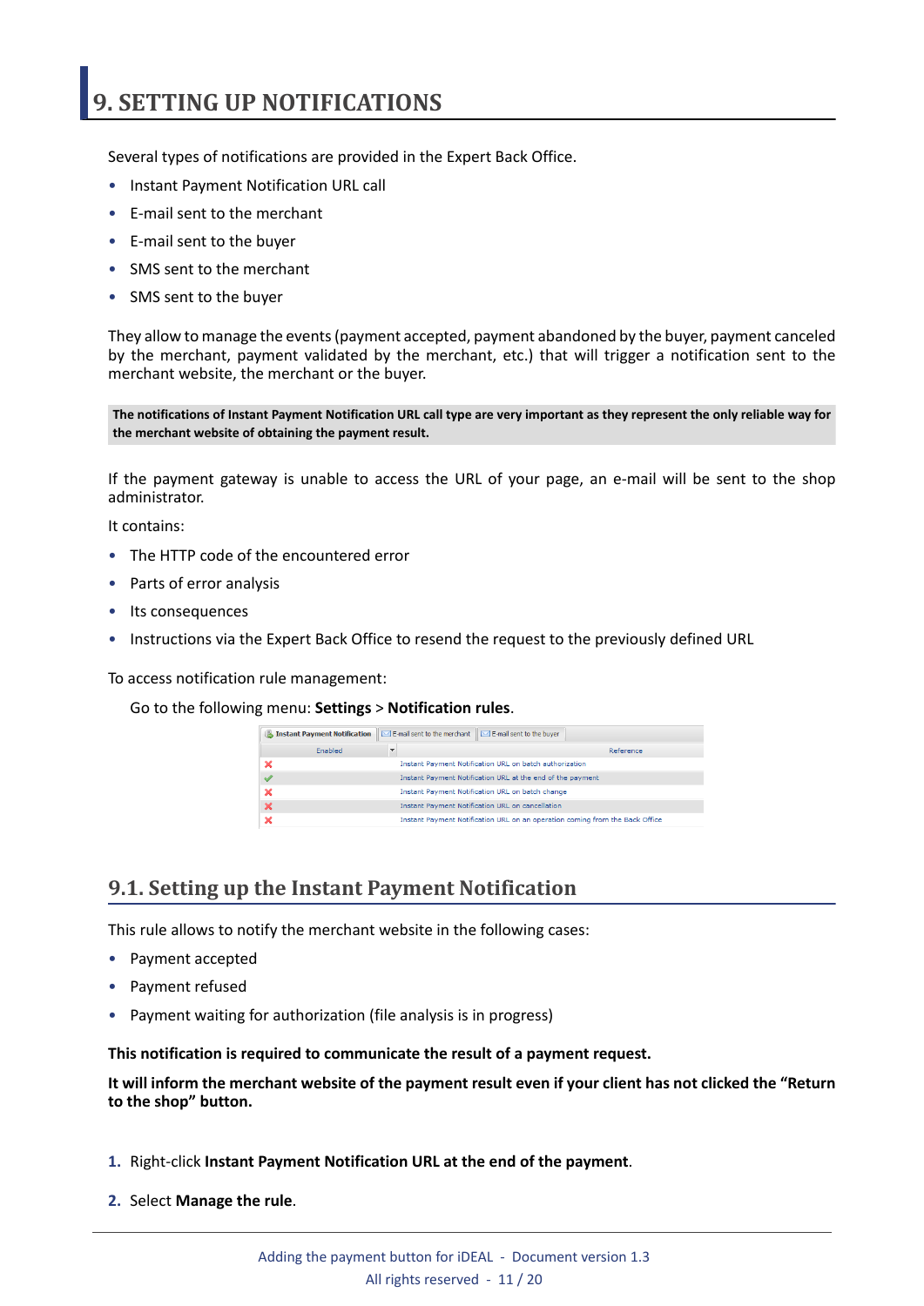# 9. SETTING UP NOTIFICATIONS

Several types of notifications are provided in the Expert Back Office.

- Instant Payment Notification URL call
- E-mail sent to the merchant
- E-mail sent to the buyer
- SMS sent to the merchant
- SMS sent to the buyer

They allow to manage the events (payment accepted, payment abandoned by the buyer, payment canceled by the merchant, payment validated by the merchant, etc.) that will trigger a notification sent to the merchant website, the merchant or the buyer.

**The notifications of Instant Payment Notification URL call type are very important as they represent the only reliable way for the merchant website of obtaining the payment result.**

If the payment gateway is unable to access the URL of your page, an e-mail will be sent to the shop administrator.

It contains:

- The HTTP code of the encountered error
- Parts of error analysis
- Its consequences
- Instructions via the Expert Back Office to resend the request to the previously defined URL

To access notification rule management:

Go to the following menu: **Settings** > **Notification rules**.

| Enabled | Reference |
|---|---|
| ✗ | Instant Payment Notification URL on batch authorization |
| ✓ | Instant Payment Notification URL at the end of the payment |
| ✗ | Instant Payment Notification URL on batch change |
| ✗ | Instant Payment Notification URL on cancellation |
| ✗ | Instant Payment Notification URL on an operation coming from the Back Office |

## 9.1. Setting up the Instant Payment Notification

This rule allows to notify the merchant website in the following cases:

- Payment accepted
- Payment refused
- Payment waiting for authorization (file analysis is in progress)

**This notification is required to communicate the result of a payment request.**

**It will inform the merchant website of the payment result even if your client has not clicked the “Return to the shop” button.**

1. Right-click **Instant Payment Notification URL at the end of the payment**.
2. Select **Manage the rule**.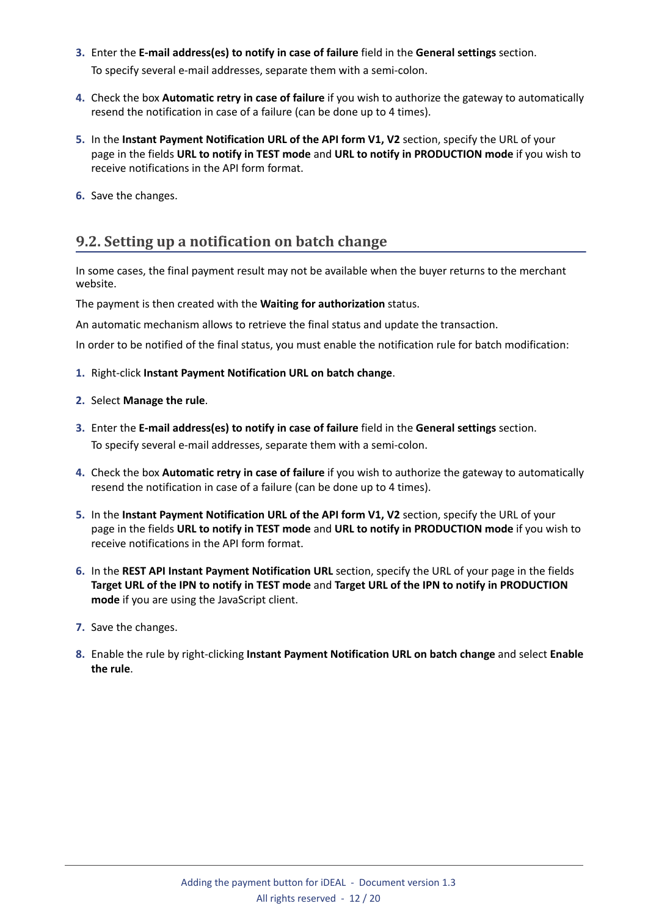3. Enter the **E-mail address(es) to notify in case of failure** field in the **General settings** section.
   To specify several e-mail addresses, separate them with a semi-colon.
4. Check the box **Automatic retry in case of failure** if you wish to authorize the gateway to automatically resend the notification in case of a failure (can be done up to 4 times).
5. In the **Instant Payment Notification URL of the API form V1, V2** section, specify the URL of your page in the fields **URL to notify in TEST mode** and **URL to notify in PRODUCTION mode** if you wish to receive notifications in the API form format.
6. Save the changes.

## 9.2. Setting up a notification on batch change

In some cases, the final payment result may not be available when the buyer returns to the merchant website.

The payment is then created with the **Waiting for authorization** status.

An automatic mechanism allows to retrieve the final status and update the transaction.

In order to be notified of the final status, you must enable the notification rule for batch modification:

1. Right-click **Instant Payment Notification URL on batch change**.
2. Select **Manage the rule**.
3. Enter the **E-mail address(es) to notify in case of failure** field in the **General settings** section.
   To specify several e-mail addresses, separate them with a semi-colon.
4. Check the box **Automatic retry in case of failure** if you wish to authorize the gateway to automatically resend the notification in case of a failure (can be done up to 4 times).
5. In the **Instant Payment Notification URL of the API form V1, V2** section, specify the URL of your page in the fields **URL to notify in TEST mode** and **URL to notify in PRODUCTION mode** if you wish to receive notifications in the API form format.
6. In the **REST API Instant Payment Notification URL** section, specify the URL of your page in the fields **Target URL of the IPN to notify in TEST mode** and **Target URL of the IPN to notify in PRODUCTION mode** if you are using the JavaScript client.
7. Save the changes.
8. Enable the rule by right-clicking **Instant Payment Notification URL on batch change** and select **Enable the rule**.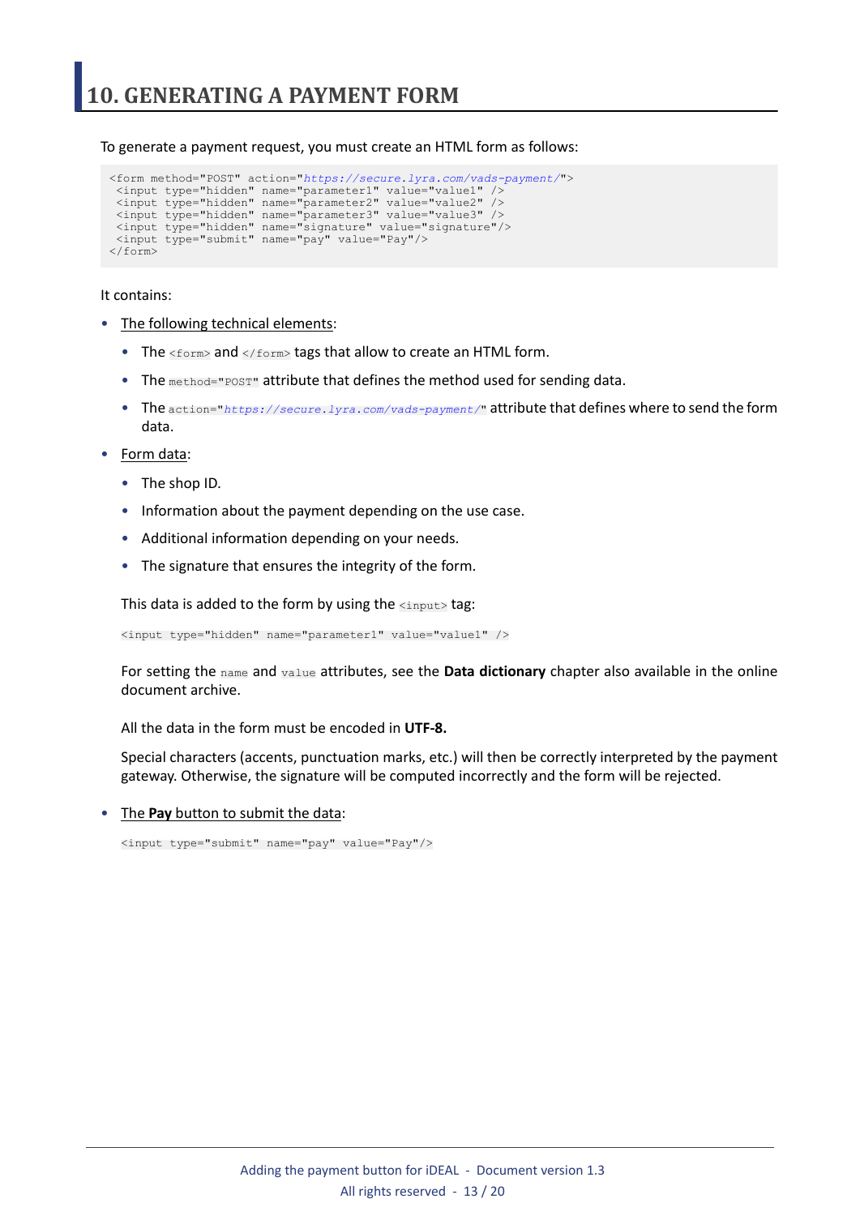# 10. GENERATING A PAYMENT FORM

To generate a payment request, you must create an HTML form as follows:

```
<form method="POST" action="https://secure.lyra.com/vads-payment/">
 <input type="hidden" name="parameter1" value="value1" />
 <input type="hidden" name="parameter2" value="value2" />
 <input type="hidden" name="parameter3" value="value3" />
 <input type="hidden" name="signature" value="signature"/>
 <input type="submit" name="pay" value="Pay"/>
</form>
```

It contains:

- The following technical elements:
  - The `<form>` and `</form>` tags that allow to create an HTML form.
  - The `method="POST"` attribute that defines the method used for sending data.
  - The `action="https://secure.lyra.com/vads-payment/"` attribute that defines where to send the form data.
- Form data:
  - The shop ID.
  - Information about the payment depending on the use case.
  - Additional information depending on your needs.
  - The signature that ensures the integrity of the form.

  This data is added to the form by using the `<input>` tag:

  ```
  <input type="hidden" name="parameter1" value="value1" />
  ```

  For setting the `name` and `value` attributes, see the **Data dictionary** chapter also available in the online document archive.

  All the data in the form must be encoded in **UTF-8.**

  Special characters (accents, punctuation marks, etc.) will then be correctly interpreted by the payment gateway. Otherwise, the signature will be computed incorrectly and the form will be rejected.

- The **Pay** button to submit the data:

  ```
  <input type="submit" name="pay" value="Pay"/>
  ```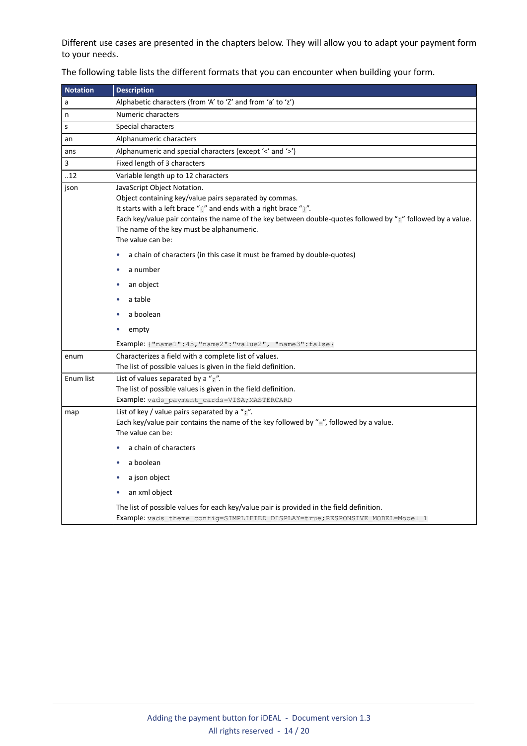Different use cases are presented in the chapters below. They will allow you to adapt your payment form to your needs.

The following table lists the different formats that you can encounter when building your form.

| Notation | Description |
|---|---|
| a | Alphabetic characters (from 'A' to 'Z' and from 'a' to 'z') |
| n | Numeric characters |
| s | Special characters |
| an | Alphanumeric characters |
| ans | Alphanumeric and special characters (except '<' and '>') |
| 3 | Fixed length of 3 characters |
| ..12 | Variable length up to 12 characters |
| json | JavaScript Object Notation.<br>Object containing key/value pairs separated by commas.<br>It starts with a left brace "{" and ends with a right brace "}".<br>Each key/value pair contains the name of the key between double-quotes followed by ":" followed by a value.<br>The name of the key must be alphanumeric.<br>The value can be:<br>• a chain of characters (in this case it must be framed by double-quotes)<br>• a number<br>• an object<br>• a table<br>• a boolean<br>• empty<br>Example: `{"name1":45,"name2":"value2", "name3":false}` |
| enum | Characterizes a field with a complete list of values.<br>The list of possible values is given in the field definition. |
| Enum list | List of values separated by a ";".<br>The list of possible values is given in the field definition.<br>Example: `vads_payment_cards=VISA;MASTERCARD` |
| map | List of key / value pairs separated by a ";".<br>Each key/value pair contains the name of the key followed by "=", followed by a value.<br>The value can be:<br>• a chain of characters<br>• a boolean<br>• a json object<br>• an xml object<br>The list of possible values for each key/value pair is provided in the field definition.<br>Example: `vads_theme_config=SIMPLIFIED_DISPLAY=true;RESPONSIVE_MODEL=Model_1` |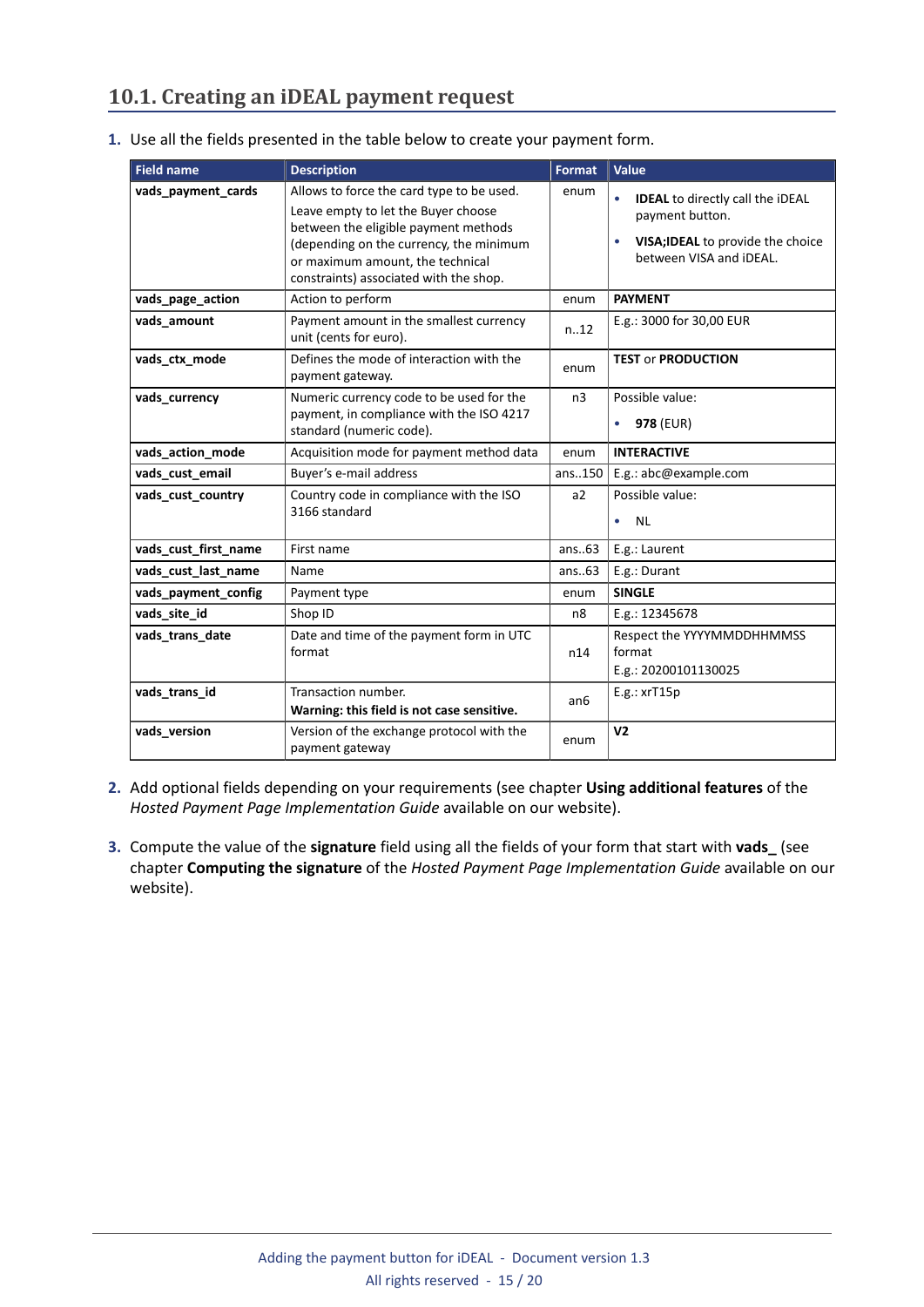## 10.1. Creating an iDEAL payment request

1. Use all the fields presented in the table below to create your payment form.

| Field name | Description | Format | Value |
|---|---|---|---|
| **vads_payment_cards** | Allows to force the card type to be used. Leave empty to let the Buyer choose between the eligible payment methods (depending on the currency, the minimum or maximum amount, the technical constraints) associated with the shop. | enum | • **IDEAL** to directly call the iDEAL payment button. • **VISA;IDEAL** to provide the choice between VISA and iDEAL. |
| **vads_page_action** | Action to perform | enum | **PAYMENT** |
| **vads_amount** | Payment amount in the smallest currency unit (cents for euro). | n..12 | E.g.: 3000 for 30,00 EUR |
| **vads_ctx_mode** | Defines the mode of interaction with the payment gateway. | enum | **TEST** or **PRODUCTION** |
| **vads_currency** | Numeric currency code to be used for the payment, in compliance with the ISO 4217 standard (numeric code). | n3 | Possible value: • **978** (EUR) |
| **vads_action_mode** | Acquisition mode for payment method data | enum | **INTERACTIVE** |
| **vads_cust_email** | Buyer's e-mail address | ans..150 | E.g.: abc@example.com |
| **vads_cust_country** | Country code in compliance with the ISO 3166 standard | a2 | Possible value: • NL |
| **vads_cust_first_name** | First name | ans..63 | E.g.: Laurent |
| **vads_cust_last_name** | Name | ans..63 | E.g.: Durant |
| **vads_payment_config** | Payment type | enum | **SINGLE** |
| **vads_site_id** | Shop ID | n8 | E.g.: 12345678 |
| **vads_trans_date** | Date and time of the payment form in UTC format | n14 | Respect the YYYYMMDDHHMMSS format E.g.: 20200101130025 |
| **vads_trans_id** | Transaction number. **Warning: this field is not case sensitive.** | an6 | E.g.: xrT15p |
| **vads_version** | Version of the exchange protocol with the payment gateway | enum | **V2** |

2. Add optional fields depending on your requirements (see chapter **Using additional features** of the *Hosted Payment Page Implementation Guide* available on our website).

3. Compute the value of the **signature** field using all the fields of your form that start with **vads_** (see chapter **Computing the signature** of the *Hosted Payment Page Implementation Guide* available on our website).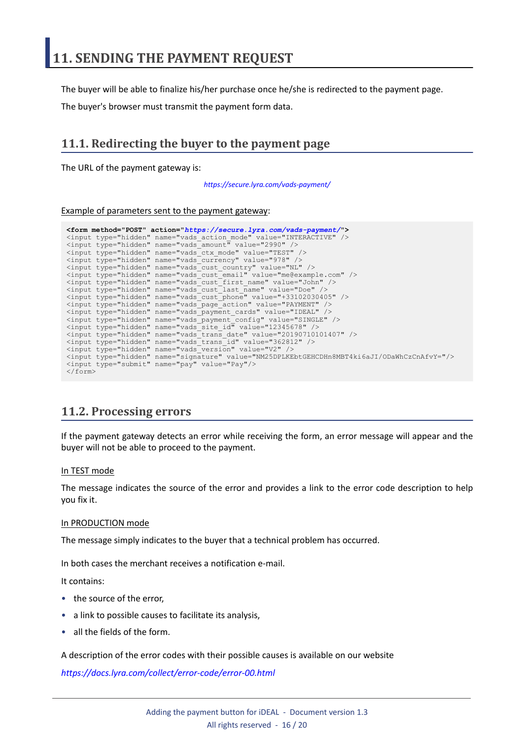# 11. SENDING THE PAYMENT REQUEST

The buyer will be able to finalize his/her purchase once he/she is redirected to the payment page.

The buyer's browser must transmit the payment form data.

## 11.1. Redirecting the buyer to the payment page

The URL of the payment gateway is:

*https://secure.lyra.com/vads-payment/*

Example of parameters sent to the payment gateway:

```
<form method="POST" action="https://secure.lyra.com/vads-payment/">
<input type="hidden" name="vads_action_mode" value="INTERACTIVE" />
<input type="hidden" name="vads_amount" value="2990" />
<input type="hidden" name="vads_ctx_mode" value="TEST" />
<input type="hidden" name="vads_currency" value="978" />
<input type="hidden" name="vads_cust_country" value="NL" />
<input type="hidden" name="vads_cust_email" value="me@example.com" />
<input type="hidden" name="vads_cust_first_name" value="John" />
<input type="hidden" name="vads_cust_last_name" value="Doe" />
<input type="hidden" name="vads_cust_phone" value="+33102030405" />
<input type="hidden" name="vads_page_action" value="PAYMENT" />
<input type="hidden" name="vads_payment_cards" value="IDEAL" />
<input type="hidden" name="vads_payment_config" value="SINGLE" />
<input type="hidden" name="vads_site_id" value="12345678" />
<input type="hidden" name="vads_trans_date" value="20190710101407" />
<input type="hidden" name="vads_trans_id" value="362812" />
<input type="hidden" name="vads_version" value="V2" />
<input type="hidden" name="signature" value="NM25DPLKEbtGEHCDHn8MBT4ki6aJI/ODaWhCzCnAfvY="/>
<input type="submit" name="pay" value="Pay"/>
</form>
```

## 11.2. Processing errors

If the payment gateway detects an error while receiving the form, an error message will appear and the buyer will not be able to proceed to the payment.

In TEST mode

The message indicates the source of the error and provides a link to the error code description to help you fix it.

In PRODUCTION mode

The message simply indicates to the buyer that a technical problem has occurred.

In both cases the merchant receives a notification e-mail.

It contains:

- the source of the error,
- a link to possible causes to facilitate its analysis,
- all the fields of the form.

A description of the error codes with their possible causes is available on our website

*https://docs.lyra.com/collect/error-code/error-00.html*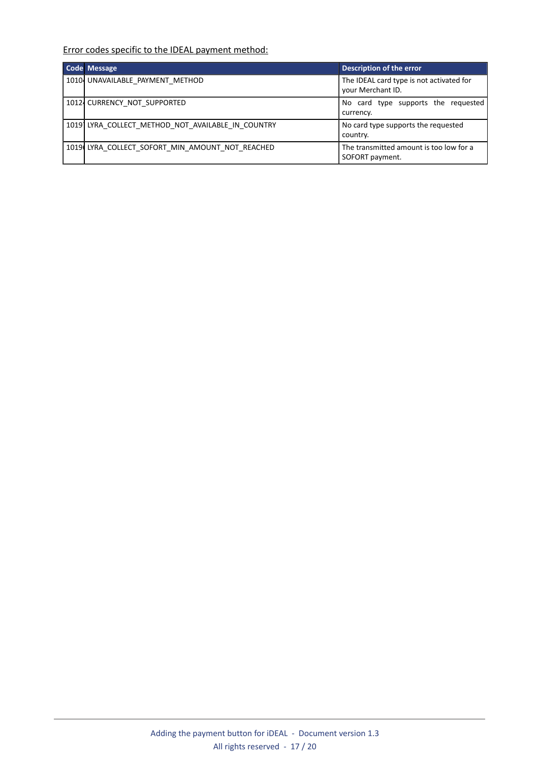Error codes specific to the IDEAL payment method:

| Code | Message | Description of the error |
| --- | --- | --- |
| 1010 | UNAVAILABLE_PAYMENT_METHOD | The IDEAL card type is not activated for your Merchant ID. |
| 1012 | CURRENCY_NOT_SUPPORTED | No card type supports the requested currency. |
| 1019 | LYRA_COLLECT_METHOD_NOT_AVAILABLE_IN_COUNTRY | No card type supports the requested country. |
| 1019 | LYRA_COLLECT_SOFORT_MIN_AMOUNT_NOT_REACHED | The transmitted amount is too low for a SOFORT payment. |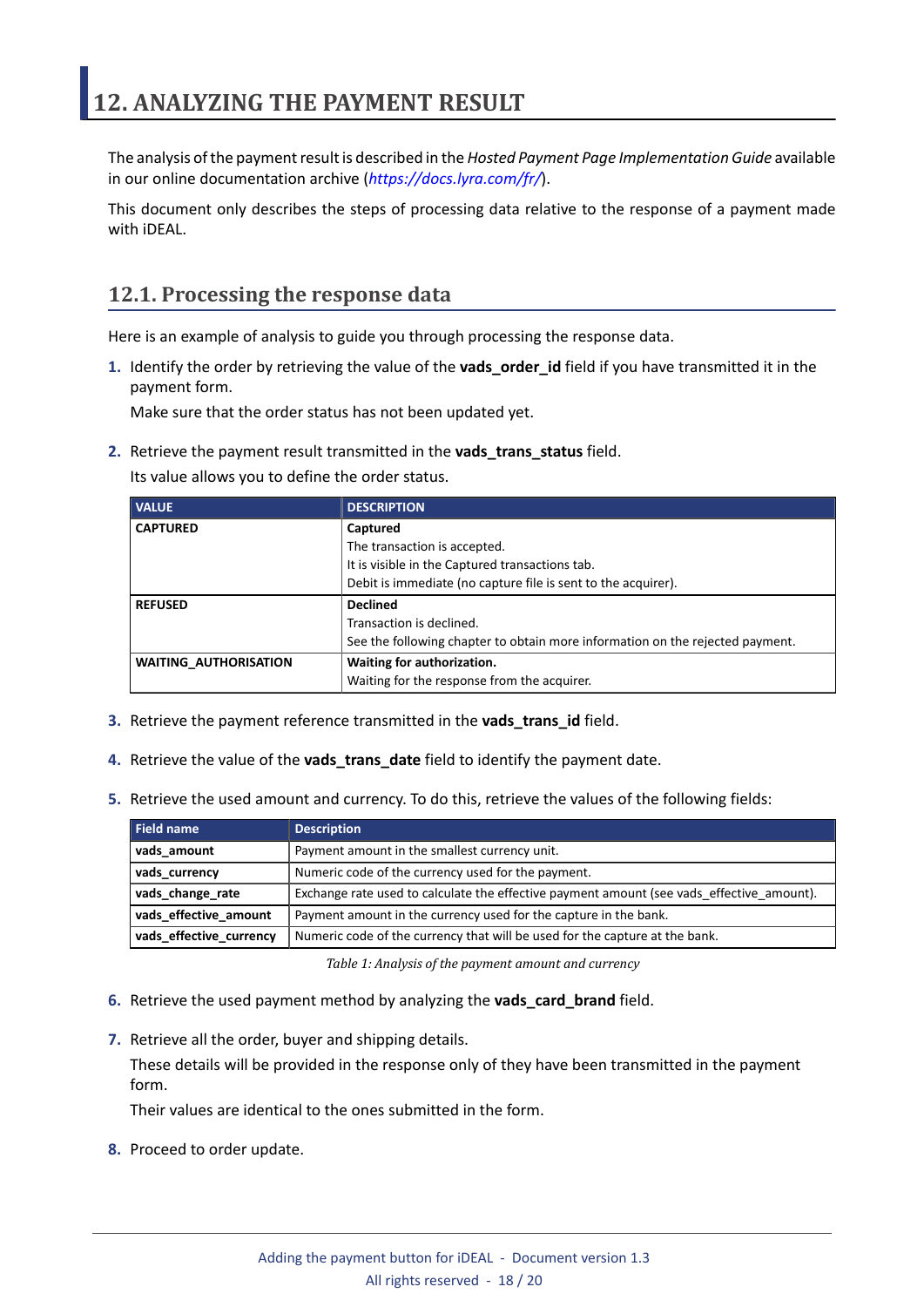# 12. ANALYZING THE PAYMENT RESULT

The analysis of the payment result is described in the *Hosted Payment Page Implementation Guide* available in our online documentation archive (*https://docs.lyra.com/fr/*).

This document only describes the steps of processing data relative to the response of a payment made with iDEAL.

## 12.1. Processing the response data

Here is an example of analysis to guide you through processing the response data.

1. Identify the order by retrieving the value of the **vads_order_id** field if you have transmitted it in the payment form.

   Make sure that the order status has not been updated yet.

2. Retrieve the payment result transmitted in the **vads_trans_status** field.

   Its value allows you to define the order status.

| VALUE | DESCRIPTION |
|---|---|
| **CAPTURED** | **Captured**<br>The transaction is accepted.<br>It is visible in the Captured transactions tab.<br>Debit is immediate (no capture file is sent to the acquirer). |
| **REFUSED** | **Declined**<br>Transaction is declined.<br>See the following chapter to obtain more information on the rejected payment. |
| **WAITING_AUTHORISATION** | **Waiting for authorization.**<br>Waiting for the response from the acquirer. |

3. Retrieve the payment reference transmitted in the **vads_trans_id** field.

4. Retrieve the value of the **vads_trans_date** field to identify the payment date.

5. Retrieve the used amount and currency. To do this, retrieve the values of the following fields:

| Field name | Description |
|---|---|
| **vads_amount** | Payment amount in the smallest currency unit. |
| **vads_currency** | Numeric code of the currency used for the payment. |
| **vads_change_rate** | Exchange rate used to calculate the effective payment amount (see vads_effective_amount). |
| **vads_effective_amount** | Payment amount in the currency used for the capture in the bank. |
| **vads_effective_currency** | Numeric code of the currency that will be used for the capture at the bank. |

*Table 1: Analysis of the payment amount and currency*

6. Retrieve the used payment method by analyzing the **vads_card_brand** field.

7. Retrieve all the order, buyer and shipping details.

   These details will be provided in the response only of they have been transmitted in the payment form.

   Their values are identical to the ones submitted in the form.

8. Proceed to order update.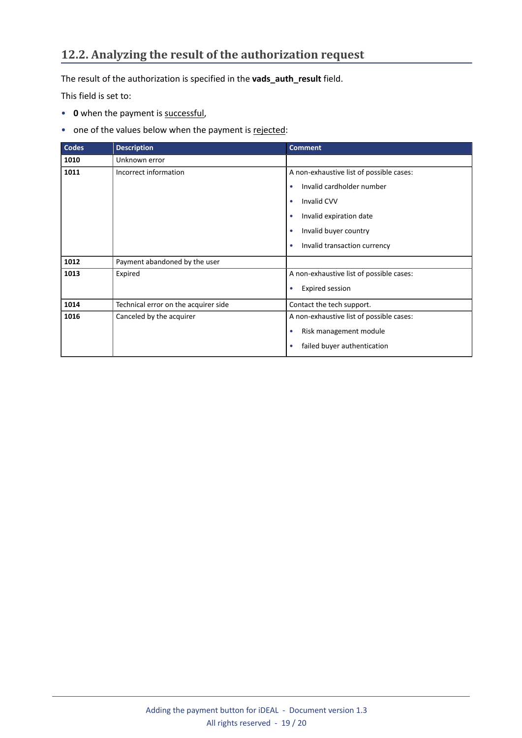## 12.2. Analyzing the result of the authorization request

The result of the authorization is specified in the **vads_auth_result** field.

This field is set to:

- **0** when the payment is successful,
- one of the values below when the payment is rejected:

| Codes | Description | Comment |
|---|---|---|
| **1010** | Unknown error | |
| **1011** | Incorrect information | A non-exhaustive list of possible cases:<br>• Invalid cardholder number<br>• Invalid CVV<br>• Invalid expiration date<br>• Invalid buyer country<br>• Invalid transaction currency |
| **1012** | Payment abandoned by the user | |
| **1013** | Expired | A non-exhaustive list of possible cases:<br>• Expired session |
| **1014** | Technical error on the acquirer side | Contact the tech support. |
| **1016** | Canceled by the acquirer | A non-exhaustive list of possible cases:<br>• Risk management module<br>• failed buyer authentication |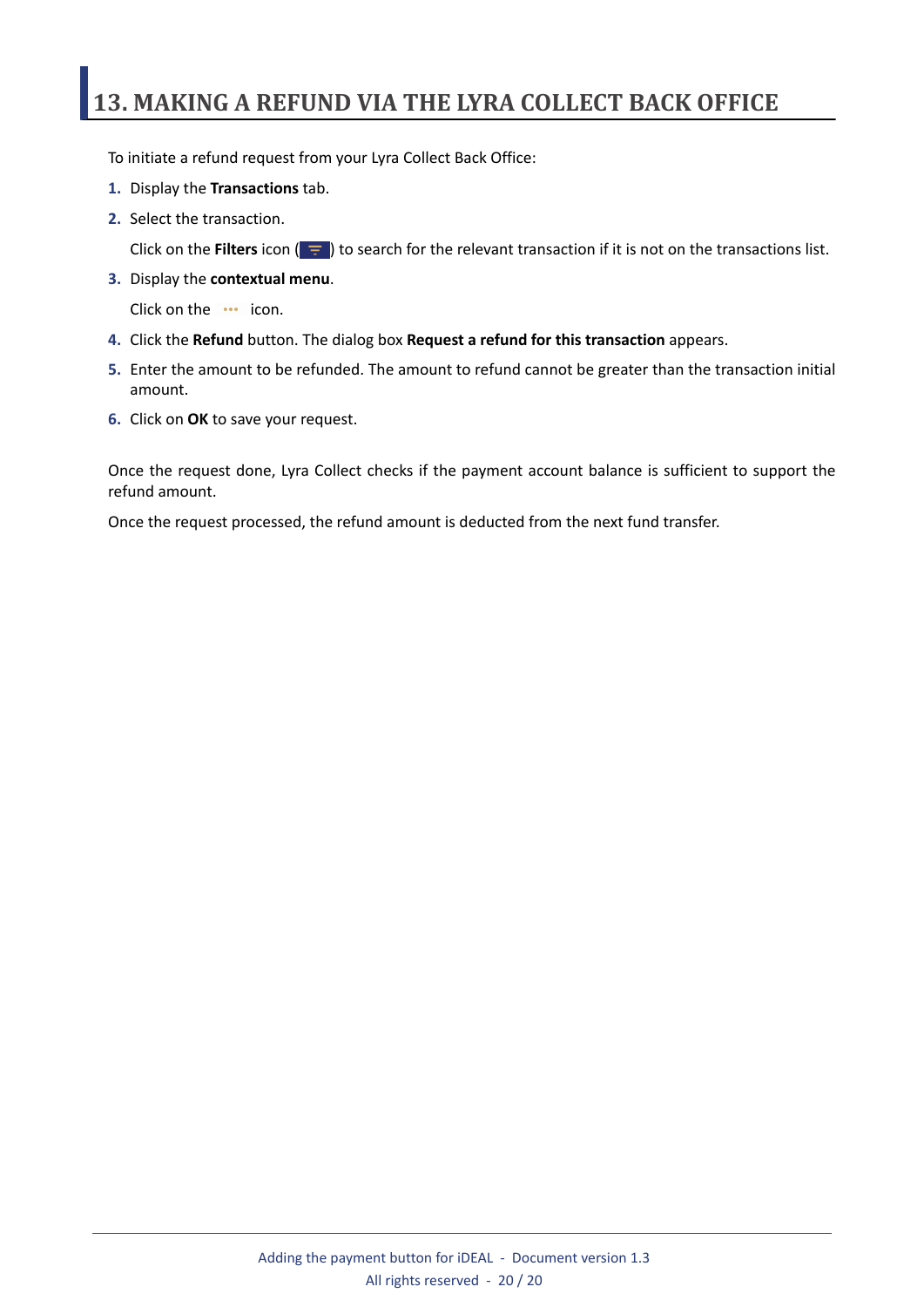# 13. MAKING A REFUND VIA THE LYRA COLLECT BACK OFFICE

To initiate a refund request from your Lyra Collect Back Office:

1. Display the **Transactions** tab.
2. Select the transaction.

   Click on the **Filters** icon ( ) to search for the relevant transaction if it is not on the transactions list.
3. Display the **contextual menu**.

   Click on the ••• icon.
4. Click the **Refund** button. The dialog box **Request a refund for this transaction** appears.
5. Enter the amount to be refunded. The amount to refund cannot be greater than the transaction initial amount.
6. Click on **OK** to save your request.

Once the request done, Lyra Collect checks if the payment account balance is sufficient to support the refund amount.

Once the request processed, the refund amount is deducted from the next fund transfer.